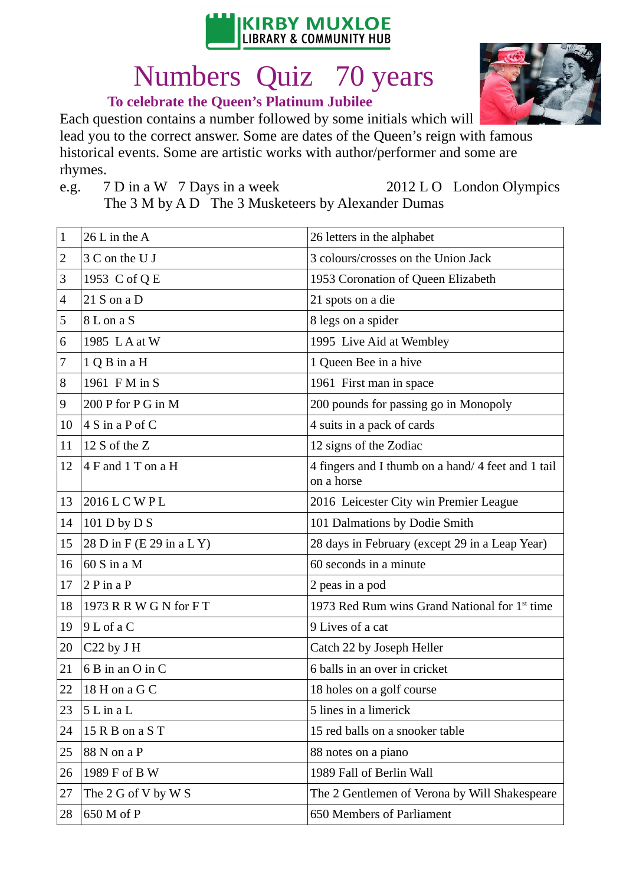KIRBY MUXLOE
LIBRARY & COMMUNITY HUB

# Numbers Quiz 70 years

## To celebrate the Queen's Platinum Jubilee

Each question contains a number followed by some initials which will lead you to the correct answer. Some are dates of the Queen's reign with famous historical events. Some are artistic works with author/performer and some are rhymes.

e.g. 7 D in a W 7 Days in a week 2012 L O London Olympics
The 3 M by A D The 3 Musketeers by Alexander Dumas

| | | |
|---|---|---|
| 1 | 26 L in the A | 26 letters in the alphabet |
| 2 | 3 C on the U J | 3 colours/crosses on the Union Jack |
| 3 | 1953 C of Q E | 1953 Coronation of Queen Elizabeth |
| 4 | 21 S on a D | 21 spots on a die |
| 5 | 8 L on a S | 8 legs on a spider |
| 6 | 1985 L A at W | 1995 Live Aid at Wembley |
| 7 | 1 Q B in a H | 1 Queen Bee in a hive |
| 8 | 1961 F M in S | 1961 First man in space |
| 9 | 200 P for P G in M | 200 pounds for passing go in Monopoly |
| 10 | 4 S in a P of C | 4 suits in a pack of cards |
| 11 | 12 S of the Z | 12 signs of the Zodiac |
| 12 | 4 F and 1 T on a H | 4 fingers and I thumb on a hand/ 4 feet and 1 tail on a horse |
| 13 | 2016 L C W P L | 2016 Leicester City win Premier League |
| 14 | 101 D by D S | 101 Dalmations by Dodie Smith |
| 15 | 28 D in F (E 29 in a L Y) | 28 days in February (except 29 in a Leap Year) |
| 16 | 60 S in a M | 60 seconds in a minute |
| 17 | 2 P in a P | 2 peas in a pod |
| 18 | 1973 R R W G N for F T | 1973 Red Rum wins Grand National for 1st time |
| 19 | 9 L of a C | 9 Lives of a cat |
| 20 | C22 by J H | Catch 22 by Joseph Heller |
| 21 | 6 B in an O in C | 6 balls in an over in cricket |
| 22 | 18 H on a G C | 18 holes on a golf course |
| 23 | 5 L in a L | 5 lines in a limerick |
| 24 | 15 R B on a S T | 15 red balls on a snooker table |
| 25 | 88 N on a P | 88 notes on a piano |
| 26 | 1989 F of B W | 1989 Fall of Berlin Wall |
| 27 | The 2 G of V by W S | The 2 Gentlemen of Verona by Will Shakespeare |
| 28 | 650 M of P | 650 Members of Parliament |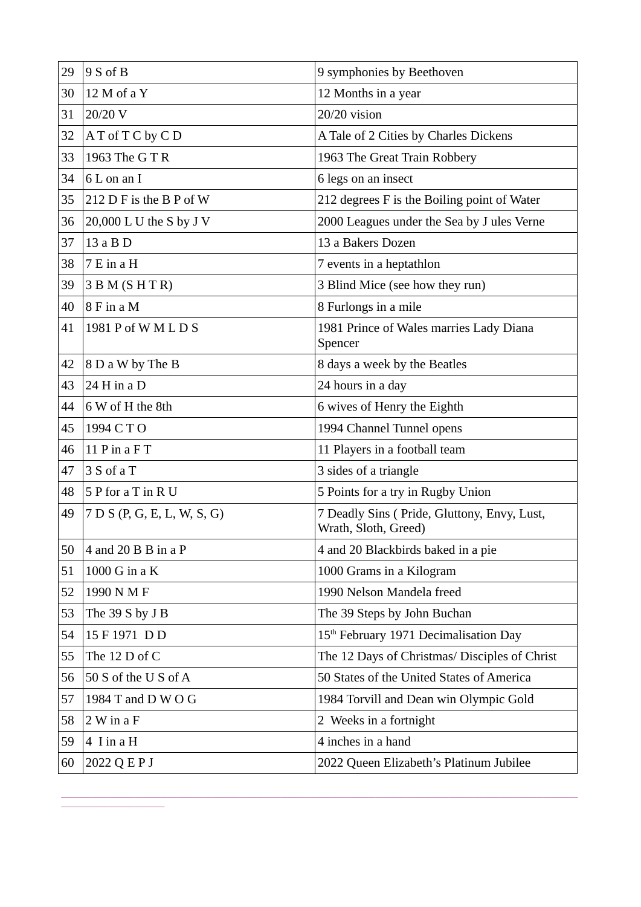| | | |
|---|---|---|
| 29 | 9 S of B | 9 symphonies by Beethoven |
| 30 | 12 M of a Y | 12 Months in a year |
| 31 | 20/20 V | 20/20 vision |
| 32 | A T of T C by C D | A Tale of 2 Cities by Charles Dickens |
| 33 | 1963 The G T R | 1963 The Great Train Robbery |
| 34 | 6 L on an I | 6 legs on an insect |
| 35 | 212 D F is the B P of W | 212 degrees F is the Boiling point of Water |
| 36 | 20,000 L U the S by J V | 2000 Leagues under the Sea by J ules Verne |
| 37 | 13 a B D | 13 a Bakers Dozen |
| 38 | 7 E in a H | 7 events in a heptathlon |
| 39 | 3 B M (S H T R) | 3 Blind Mice (see how they run) |
| 40 | 8 F in a M | 8 Furlongs in a mile |
| 41 | 1981 P of W M L D S | 1981 Prince of Wales marries Lady Diana Spencer |
| 42 | 8 D a W by The B | 8 days a week by the Beatles |
| 43 | 24 H in a D | 24 hours in a day |
| 44 | 6 W of H the 8th | 6 wives of Henry the Eighth |
| 45 | 1994 C T O | 1994 Channel Tunnel opens |
| 46 | 11 P in a F T | 11 Players in a football team |
| 47 | 3 S of a T | 3 sides of a triangle |
| 48 | 5 P for a T in R U | 5 Points for a try in Rugby Union |
| 49 | 7 D S (P, G, E, L, W, S, G) | 7 Deadly Sins ( Pride, Gluttony, Envy, Lust, Wrath, Sloth, Greed) |
| 50 | 4 and 20 B B in a P | 4 and 20 Blackbirds baked in a pie |
| 51 | 1000 G in a K | 1000 Grams in a Kilogram |
| 52 | 1990 N M F | 1990 Nelson Mandela freed |
| 53 | The 39 S by J B | The 39 Steps by John Buchan |
| 54 | 15 F 1971 D D | 15th February 1971 Decimalisation Day |
| 55 | The 12 D of C | The 12 Days of Christmas/ Disciples of Christ |
| 56 | 50 S of the U S of A | 50 States of the United States of America |
| 57 | 1984 T and D W O G | 1984 Torvill and Dean win Olympic Gold |
| 58 | 2 W in a F | 2 Weeks in a fortnight |
| 59 | 4 I in a H | 4 inches in a hand |
| 60 | 2022 Q E P J | 2022 Queen Elizabeth's Platinum Jubilee |